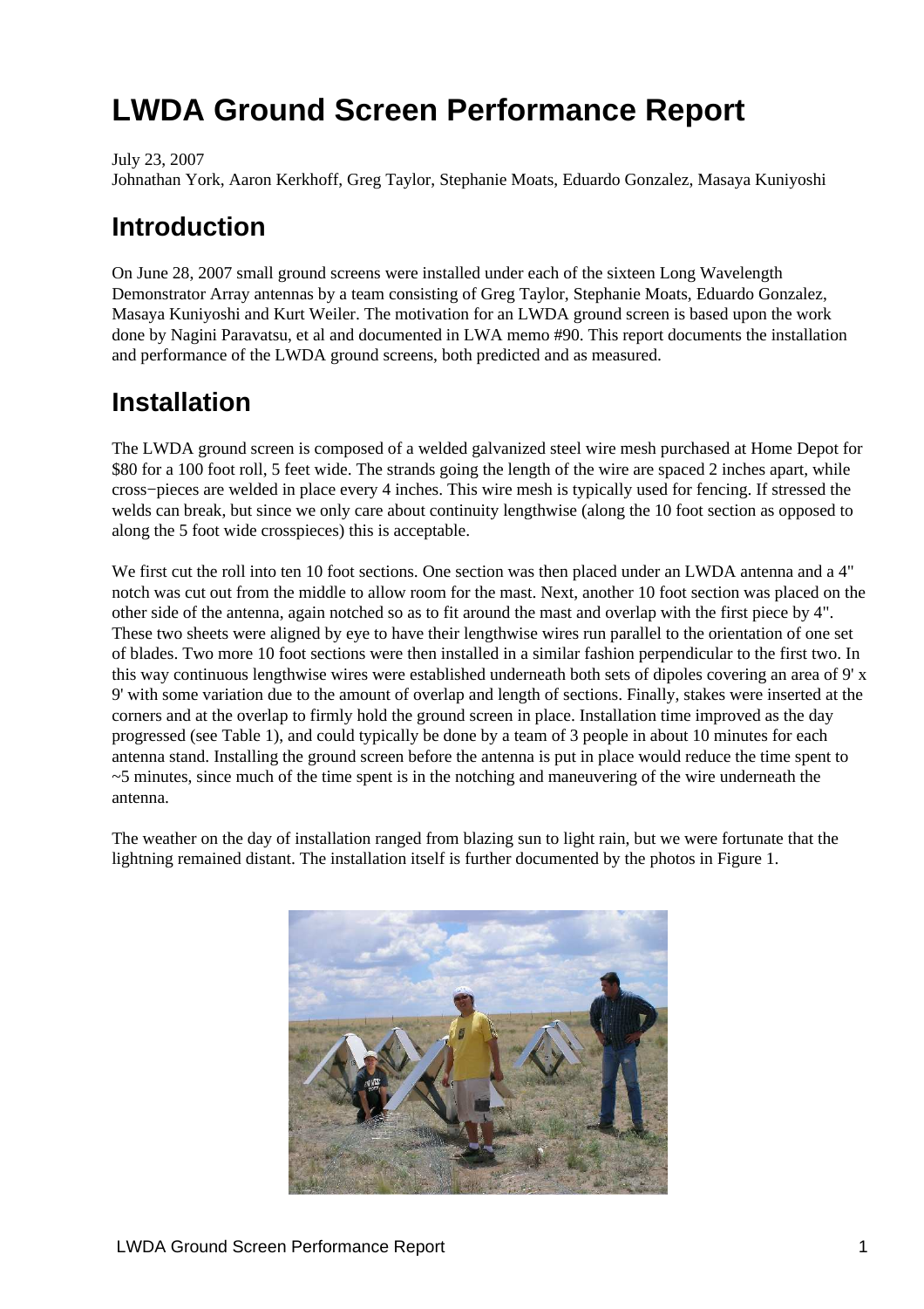# LWDA Ground Screen Performance Report

July 23, 2007
Johnathan York, Aaron Kerkhoff, Greg Taylor, Stephanie Moats, Eduardo Gonzalez, Masaya Kuniyoshi

## Introduction

On June 28, 2007 small ground screens were installed under each of the sixteen Long Wavelength Demonstrator Array antennas by a team consisting of Greg Taylor, Stephanie Moats, Eduardo Gonzalez, Masaya Kuniyoshi and Kurt Weiler. The motivation for an LWDA ground screen is based upon the work done by Nagini Paravatsu, et al and documented in LWA memo #90. This report documents the installation and performance of the LWDA ground screens, both predicted and as measured.

## Installation

The LWDA ground screen is composed of a welded galvanized steel wire mesh purchased at Home Depot for $80 for a 100 foot roll, 5 feet wide. The strands going the length of the wire are spaced 2 inches apart, while cross−pieces are welded in place every 4 inches. This wire mesh is typically used for fencing. If stressed the welds can break, but since we only care about continuity lengthwise (along the 10 foot section as opposed to along the 5 foot wide crosspieces) this is acceptable.

We first cut the roll into ten 10 foot sections. One section was then placed under an LWDA antenna and a 4" notch was cut out from the middle to allow room for the mast. Next, another 10 foot section was placed on the other side of the antenna, again notched so as to fit around the mast and overlap with the first piece by 4". These two sheets were aligned by eye to have their lengthwise wires run parallel to the orientation of one set of blades. Two more 10 foot sections were then installed in a similar fashion perpendicular to the first two. In this way continuous lengthwise wires were established underneath both sets of dipoles covering an area of 9' x 9' with some variation due to the amount of overlap and length of sections. Finally, stakes were inserted at the corners and at the overlap to firmly hold the ground screen in place. Installation time improved as the day progressed (see Table 1), and could typically be done by a team of 3 people in about 10 minutes for each antenna stand. Installing the ground screen before the antenna is put in place would reduce the time spent to ~5 minutes, since much of the time spent is in the notching and maneuvering of the wire underneath the antenna.

The weather on the day of installation ranged from blazing sun to light rain, but we were fortunate that the lightning remained distant. The installation itself is further documented by the photos in Figure 1.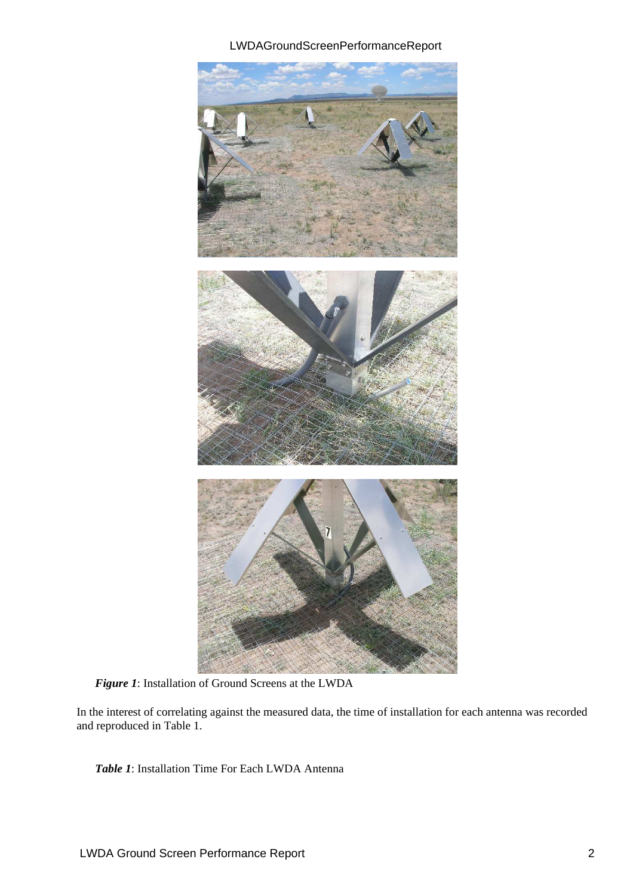*Figure 1*: Installation of Ground Screens at the LWDA

In the interest of correlating against the measured data, the time of installation for each antenna was recorded and reproduced in Table 1.

*Table 1*: Installation Time For Each LWDA Antenna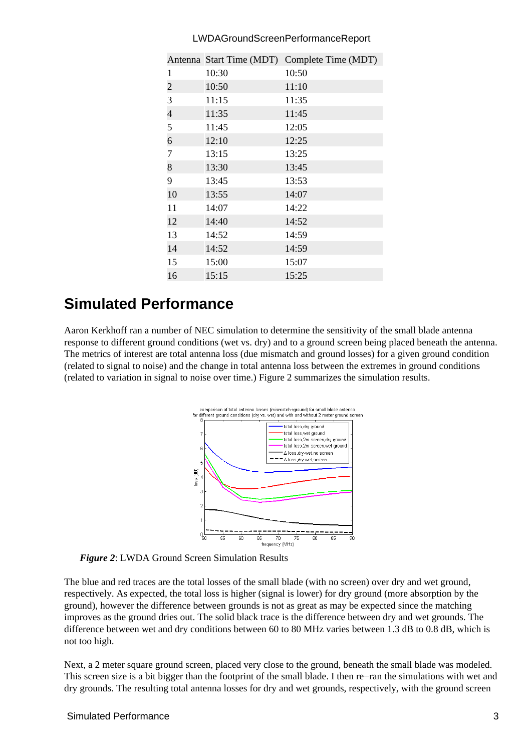| Antenna | Start Time (MDT) | Complete Time (MDT) |
|---|---|---|
| 1 | 10:30 | 10:50 |
| 2 | 10:50 | 11:10 |
| 3 | 11:15 | 11:35 |
| 4 | 11:35 | 11:45 |
| 5 | 11:45 | 12:05 |
| 6 | 12:10 | 12:25 |
| 7 | 13:15 | 13:25 |
| 8 | 13:30 | 13:45 |
| 9 | 13:45 | 13:53 |
| 10 | 13:55 | 14:07 |
| 11 | 14:07 | 14:22 |
| 12 | 14:40 | 14:52 |
| 13 | 14:52 | 14:59 |
| 14 | 14:52 | 14:59 |
| 15 | 15:00 | 15:07 |
| 16 | 15:15 | 15:25 |

## Simulated Performance

Aaron Kerkhoff ran a number of NEC simulation to determine the sensitivity of the small blade antenna response to different ground conditions (wet vs. dry) and to a ground screen being placed beneath the antenna. The metrics of interest are total antenna loss (due mismatch and ground losses) for a given ground condition (related to signal to noise) and the change in total antenna loss between the extremes in ground conditions (related to variation in signal to noise over time.) Figure 2 summarizes the simulation results.

***Figure 2***: LWDA Ground Screen Simulation Results

The blue and red traces are the total losses of the small blade (with no screen) over dry and wet ground, respectively. As expected, the total loss is higher (signal is lower) for dry ground (more absorption by the ground), however the difference between grounds is not as great as may be expected since the matching improves as the ground dries out. The solid black trace is the difference between dry and wet grounds. The difference between wet and dry conditions between 60 to 80 MHz varies between 1.3 dB to 0.8 dB, which is not too high.

Next, a 2 meter square ground screen, placed very close to the ground, beneath the small blade was modeled. This screen size is a bit bigger than the footprint of the small blade. I then re−ran the simulations with wet and dry grounds. The resulting total antenna losses for dry and wet grounds, respectively, with the ground screen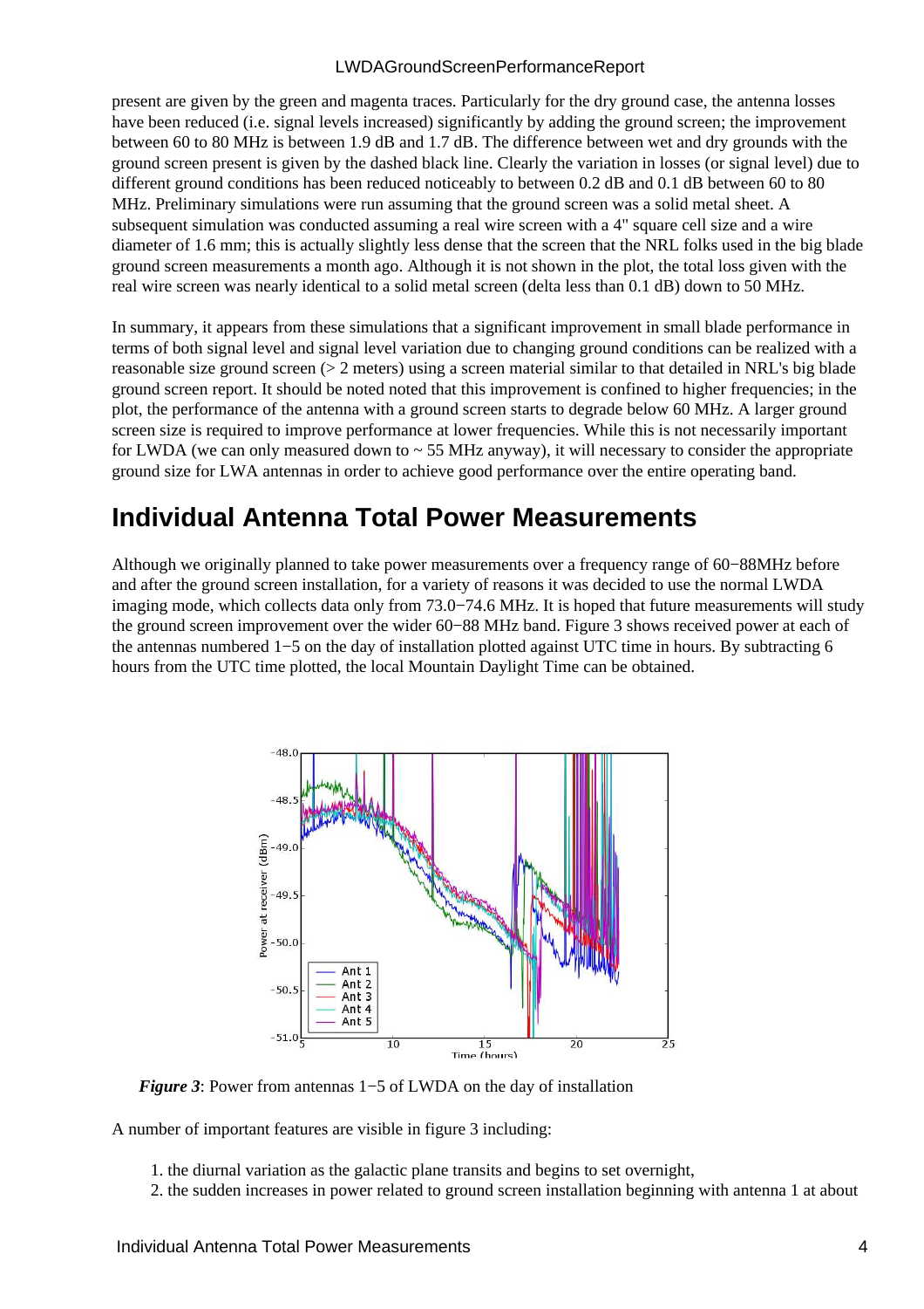present are given by the green and magenta traces. Particularly for the dry ground case, the antenna losses have been reduced (i.e. signal levels increased) significantly by adding the ground screen; the improvement between 60 to 80 MHz is between 1.9 dB and 1.7 dB. The difference between wet and dry grounds with the ground screen present is given by the dashed black line. Clearly the variation in losses (or signal level) due to different ground conditions has been reduced noticeably to between 0.2 dB and 0.1 dB between 60 to 80 MHz. Preliminary simulations were run assuming that the ground screen was a solid metal sheet. A subsequent simulation was conducted assuming a real wire screen with a 4" square cell size and a wire diameter of 1.6 mm; this is actually slightly less dense that the screen that the NRL folks used in the big blade ground screen measurements a month ago. Although it is not shown in the plot, the total loss given with the real wire screen was nearly identical to a solid metal screen (delta less than 0.1 dB) down to 50 MHz.

In summary, it appears from these simulations that a significant improvement in small blade performance in terms of both signal level and signal level variation due to changing ground conditions can be realized with a reasonable size ground screen (> 2 meters) using a screen material similar to that detailed in NRL's big blade ground screen report. It should be noted noted that this improvement is confined to higher frequencies; in the plot, the performance of the antenna with a ground screen starts to degrade below 60 MHz. A larger ground screen size is required to improve performance at lower frequencies. While this is not necessarily important for LWDA (we can only measured down to ~ 55 MHz anyway), it will necessary to consider the appropriate ground size for LWA antennas in order to achieve good performance over the entire operating band.

# Individual Antenna Total Power Measurements

Although we originally planned to take power measurements over a frequency range of 60−88MHz before and after the ground screen installation, for a variety of reasons it was decided to use the normal LWDA imaging mode, which collects data only from 73.0−74.6 MHz. It is hoped that future measurements will study the ground screen improvement over the wider 60−88 MHz band. Figure 3 shows received power at each of the antennas numbered 1−5 on the day of installation plotted against UTC time in hours. By subtracting 6 hours from the UTC time plotted, the local Mountain Daylight Time can be obtained.

***Figure 3***: Power from antennas 1−5 of LWDA on the day of installation

A number of important features are visible in figure 3 including:

1. the diurnal variation as the galactic plane transits and begins to set overnight,
2. the sudden increases in power related to ground screen installation beginning with antenna 1 at about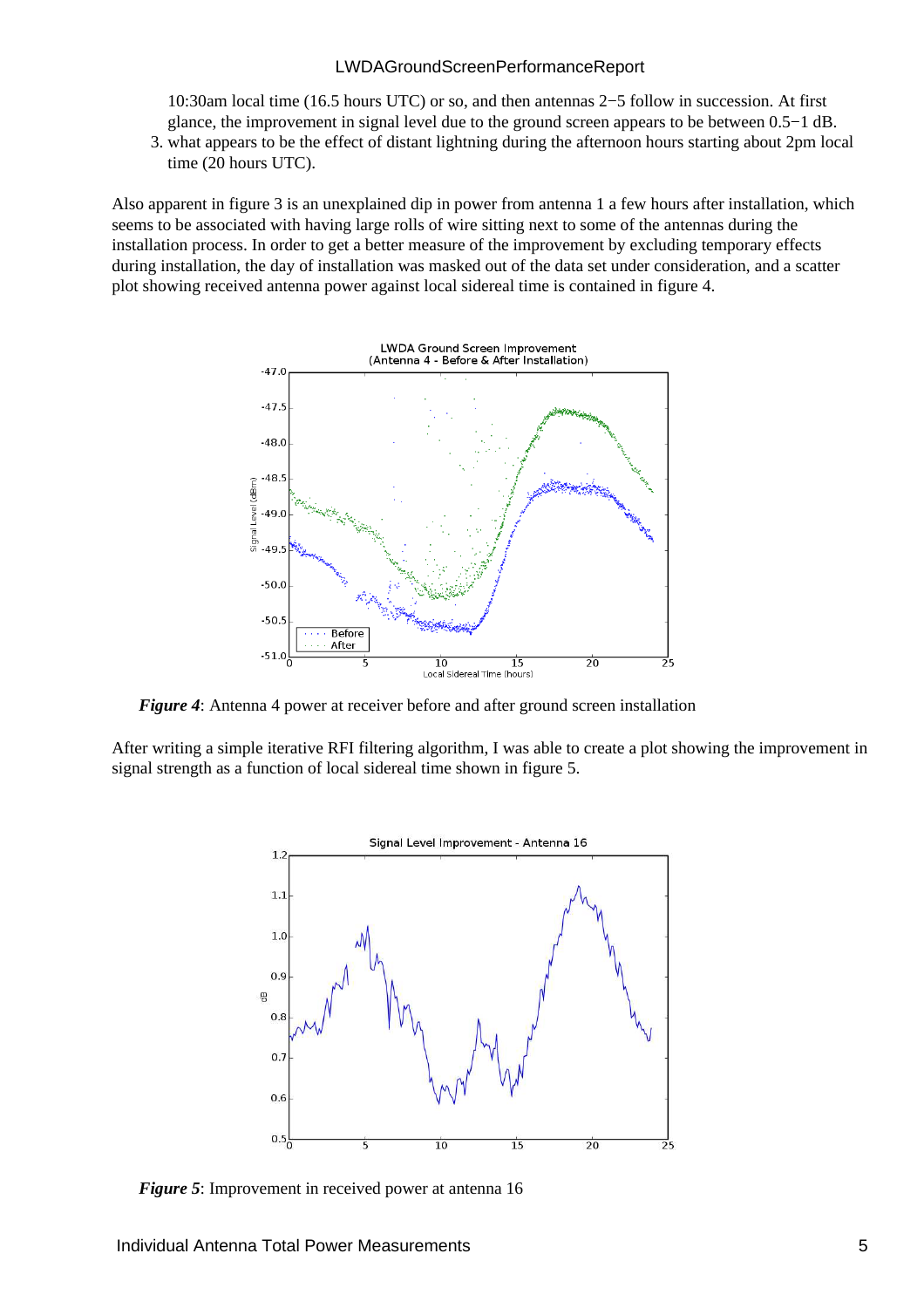10:30am local time (16.5 hours UTC) or so, and then antennas 2−5 follow in succession. At first glance, the improvement in signal level due to the ground screen appears to be between 0.5−1 dB.

3. what appears to be the effect of distant lightning during the afternoon hours starting about 2pm local time (20 hours UTC).

Also apparent in figure 3 is an unexplained dip in power from antenna 1 a few hours after installation, which seems to be associated with having large rolls of wire sitting next to some of the antennas during the installation process. In order to get a better measure of the improvement by excluding temporary effects during installation, the day of installation was masked out of the data set under consideration, and a scatter plot showing received antenna power against local sidereal time is contained in figure 4.

***Figure 4***: Antenna 4 power at receiver before and after ground screen installation

After writing a simple iterative RFI filtering algorithm, I was able to create a plot showing the improvement in signal strength as a function of local sidereal time shown in figure 5.

***Figure 5***: Improvement in received power at antenna 16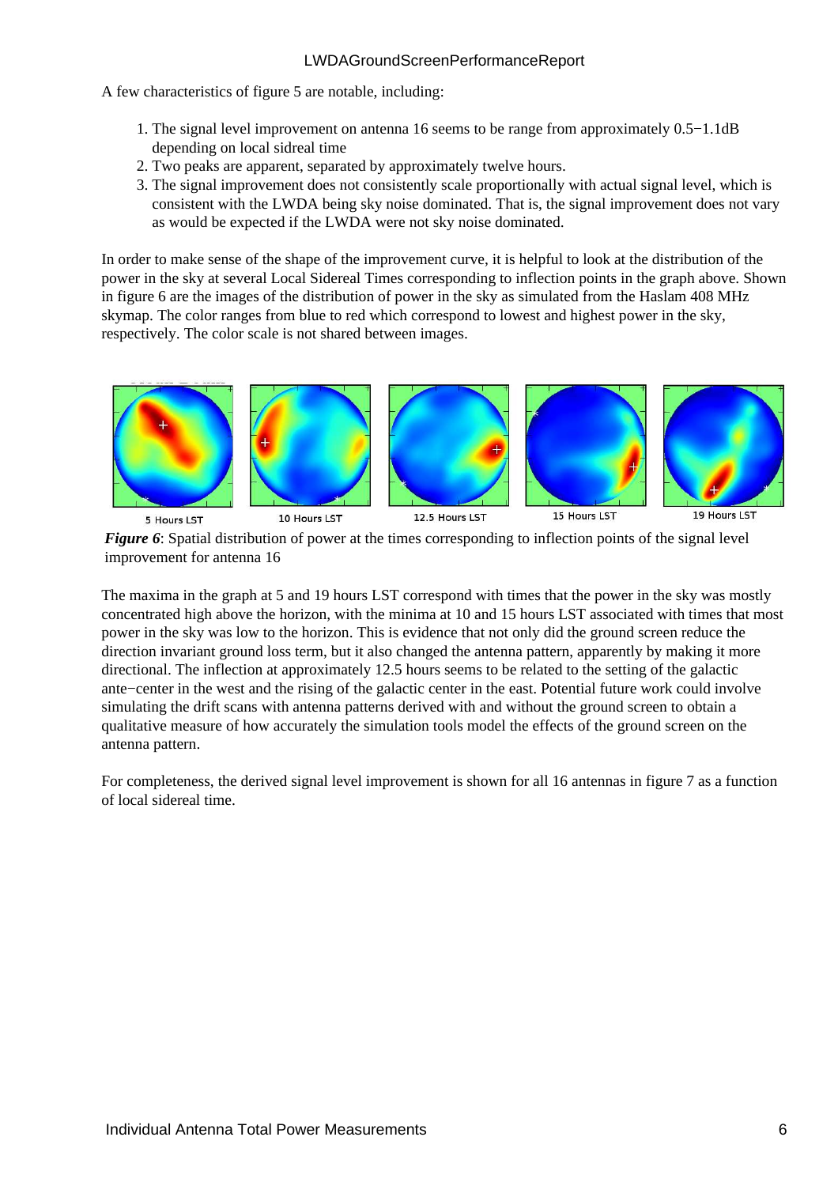A few characteristics of figure 5 are notable, including:

1. The signal level improvement on antenna 16 seems to be range from approximately 0.5−1.1dB depending on local sidreal time
2. Two peaks are apparent, separated by approximately twelve hours.
3. The signal improvement does not consistently scale proportionally with actual signal level, which is consistent with the LWDA being sky noise dominated. That is, the signal improvement does not vary as would be expected if the LWDA were not sky noise dominated.

In order to make sense of the shape of the improvement curve, it is helpful to look at the distribution of the power in the sky at several Local Sidereal Times corresponding to inflection points in the graph above. Shown in figure 6 are the images of the distribution of power in the sky as simulated from the Haslam 408 MHz skymap. The color ranges from blue to red which correspond to lowest and highest power in the sky, respectively. The color scale is not shared between images.

5 Hours LST 10 Hours LST 12.5 Hours LST 15 Hours LST 19 Hours LST

***Figure 6***: Spatial distribution of power at the times corresponding to inflection points of the signal level improvement for antenna 16

The maxima in the graph at 5 and 19 hours LST correspond with times that the power in the sky was mostly concentrated high above the horizon, with the minima at 10 and 15 hours LST associated with times that most power in the sky was low to the horizon. This is evidence that not only did the ground screen reduce the direction invariant ground loss term, but it also changed the antenna pattern, apparently by making it more directional. The inflection at approximately 12.5 hours seems to be related to the setting of the galactic ante−center in the west and the rising of the galactic center in the east. Potential future work could involve simulating the drift scans with antenna patterns derived with and without the ground screen to obtain a qualitative measure of how accurately the simulation tools model the effects of the ground screen on the antenna pattern.

For completeness, the derived signal level improvement is shown for all 16 antennas in figure 7 as a function of local sidereal time.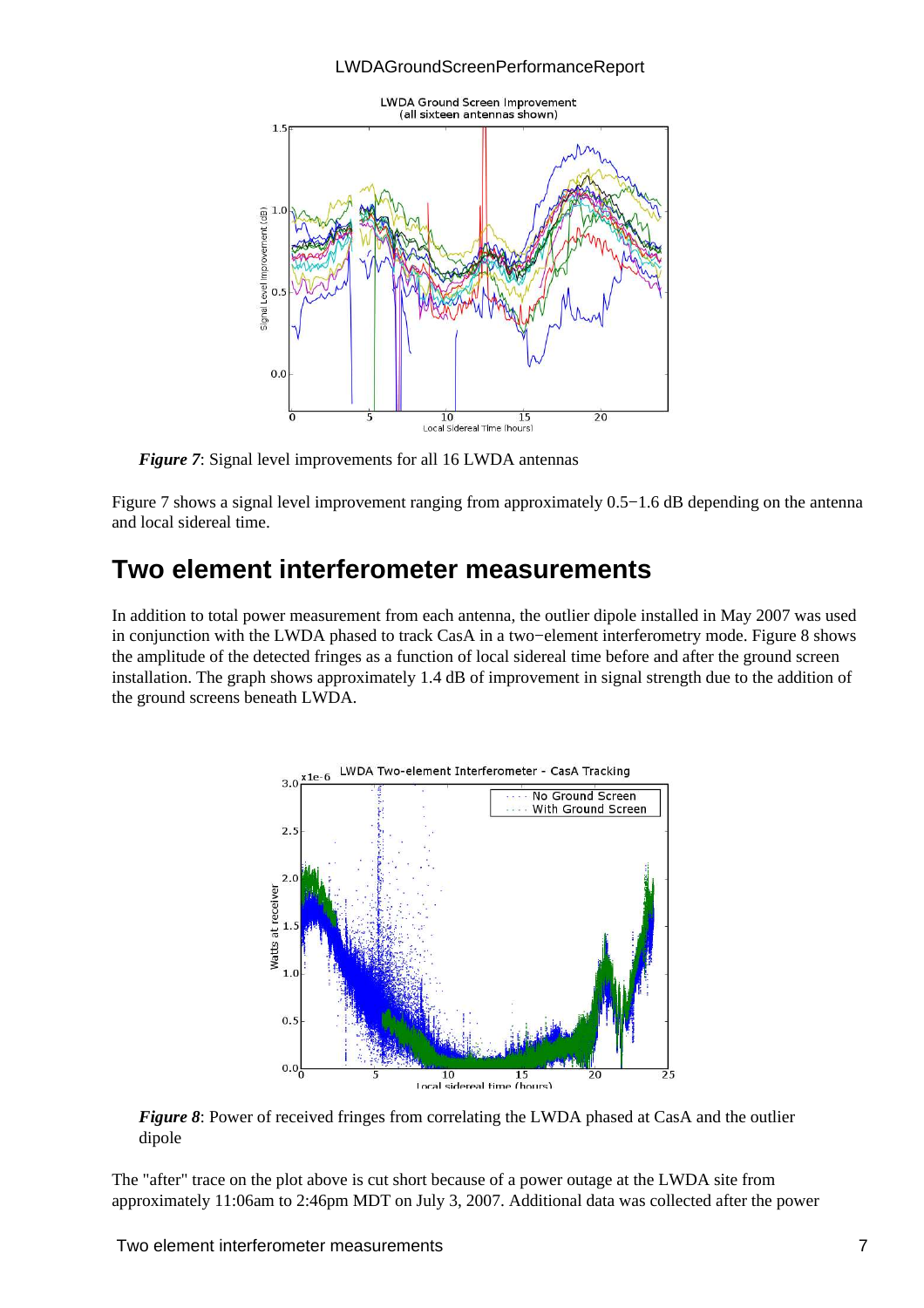*Figure 7*: Signal level improvements for all 16 LWDA antennas

Figure 7 shows a signal level improvement ranging from approximately 0.5−1.6 dB depending on the antenna and local sidereal time.

## Two element interferometer measurements

In addition to total power measurement from each antenna, the outlier dipole installed in May 2007 was used in conjunction with the LWDA phased to track CasA in a two−element interferometry mode. Figure 8 shows the amplitude of the detected fringes as a function of local sidereal time before and after the ground screen installation. The graph shows approximately 1.4 dB of improvement in signal strength due to the addition of the ground screens beneath LWDA.

*Figure 8*: Power of received fringes from correlating the LWDA phased at CasA and the outlier dipole

The "after" trace on the plot above is cut short because of a power outage at the LWDA site from approximately 11:06am to 2:46pm MDT on July 3, 2007. Additional data was collected after the power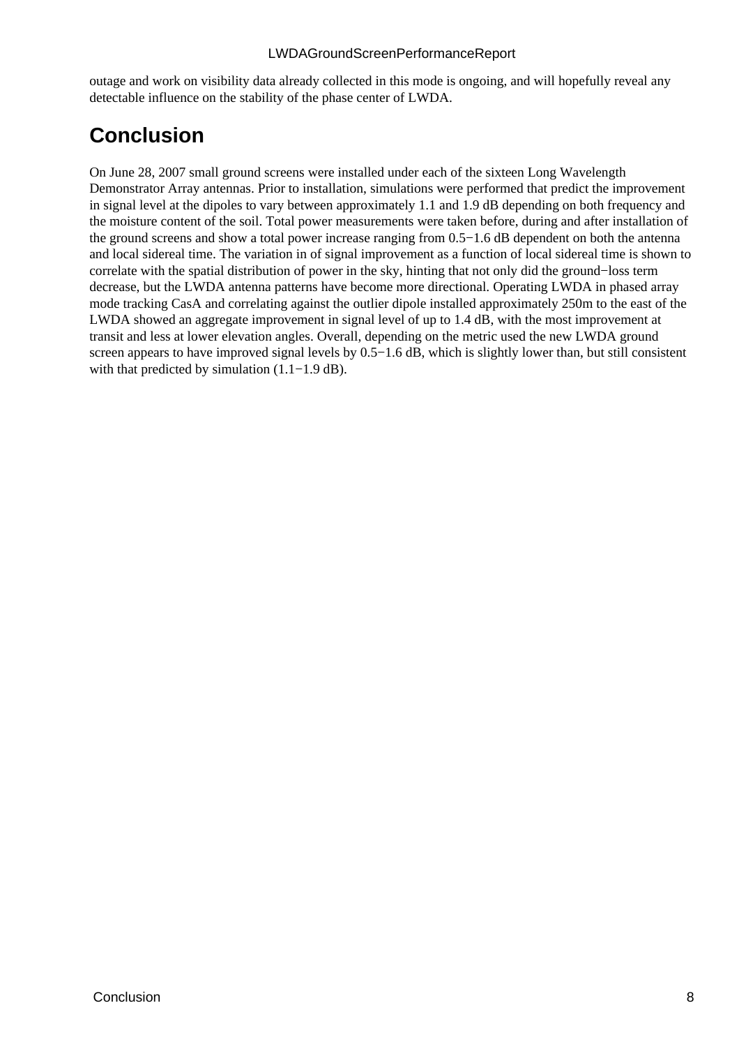outage and work on visibility data already collected in this mode is ongoing, and will hopefully reveal any detectable influence on the stability of the phase center of LWDA.

# Conclusion

On June 28, 2007 small ground screens were installed under each of the sixteen Long Wavelength Demonstrator Array antennas. Prior to installation, simulations were performed that predict the improvement in signal level at the dipoles to vary between approximately 1.1 and 1.9 dB depending on both frequency and the moisture content of the soil. Total power measurements were taken before, during and after installation of the ground screens and show a total power increase ranging from 0.5−1.6 dB dependent on both the antenna and local sidereal time. The variation in of signal improvement as a function of local sidereal time is shown to correlate with the spatial distribution of power in the sky, hinting that not only did the ground−loss term decrease, but the LWDA antenna patterns have become more directional. Operating LWDA in phased array mode tracking CasA and correlating against the outlier dipole installed approximately 250m to the east of the LWDA showed an aggregate improvement in signal level of up to 1.4 dB, with the most improvement at transit and less at lower elevation angles. Overall, depending on the metric used the new LWDA ground screen appears to have improved signal levels by 0.5−1.6 dB, which is slightly lower than, but still consistent with that predicted by simulation (1.1−1.9 dB).